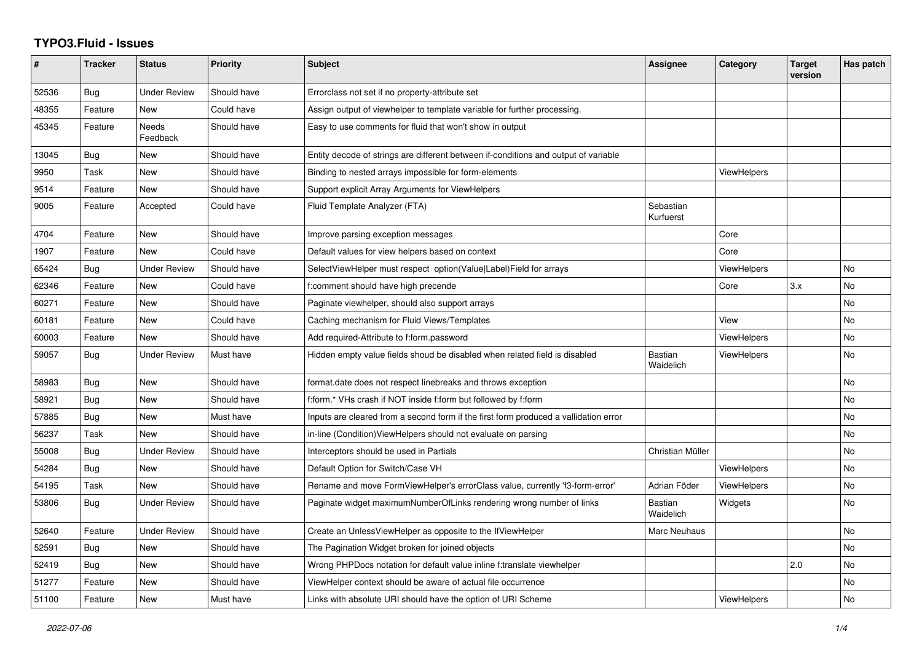# TYPO3.Fluid - Issues

| # | Tracker | Status | Priority | Subject | Assignee | Category | Target version | Has patch |
|---|---|---|---|---|---|---|---|---|
| 52536 | Bug | Under Review | Should have | Errorclass not set if no property-attribute set | | | | |
| 48355 | Feature | New | Could have | Assign output of viewhelper to template variable for further processing. | | | | |
| 45345 | Feature | Needs Feedback | Should have | Easy to use comments for fluid that won't show in output | | | | |
| 13045 | Bug | New | Should have | Entity decode of strings are different between if-conditions and output of variable | | | | |
| 9950 | Task | New | Should have | Binding to nested arrays impossible for form-elements | | ViewHelpers | | |
| 9514 | Feature | New | Should have | Support explicit Array Arguments for ViewHelpers | | | | |
| 9005 | Feature | Accepted | Could have | Fluid Template Analyzer (FTA) | Sebastian Kurfuerst | | | |
| 4704 | Feature | New | Should have | Improve parsing exception messages | | Core | | |
| 1907 | Feature | New | Could have | Default values for view helpers based on context | | Core | | |
| 65424 | Bug | Under Review | Should have | SelectViewHelper must respect option(Value\|Label)Field for arrays | | ViewHelpers | | No |
| 62346 | Feature | New | Could have | f:comment should have high precende | | Core | 3.x | No |
| 60271 | Feature | New | Should have | Paginate viewhelper, should also support arrays | | | | No |
| 60181 | Feature | New | Could have | Caching mechanism for Fluid Views/Templates | | View | | No |
| 60003 | Feature | New | Should have | Add required-Attribute to f:form.password | | ViewHelpers | | No |
| 59057 | Bug | Under Review | Must have | Hidden empty value fields shoud be disabled when related field is disabled | Bastian Waidelich | ViewHelpers | | No |
| 58983 | Bug | New | Should have | format.date does not respect linebreaks and throws exception | | | | No |
| 58921 | Bug | New | Should have | f:form.* VHs crash if NOT inside f:form but followed by f:form | | | | No |
| 57885 | Bug | New | Must have | Inputs are cleared from a second form if the first form produced a vallidation error | | | | No |
| 56237 | Task | New | Should have | in-line (Condition)ViewHelpers should not evaluate on parsing | | | | No |
| 55008 | Bug | Under Review | Should have | Interceptors should be used in Partials | Christian Müller | | | No |
| 54284 | Bug | New | Should have | Default Option for Switch/Case VH | | ViewHelpers | | No |
| 54195 | Task | New | Should have | Rename and move FormViewHelper's errorClass value, currently 'f3-form-error' | Adrian Föder | ViewHelpers | | No |
| 53806 | Bug | Under Review | Should have | Paginate widget maximumNumberOfLinks rendering wrong number of links | Bastian Waidelich | Widgets | | No |
| 52640 | Feature | Under Review | Should have | Create an UnlessViewHelper as opposite to the IfViewHelper | Marc Neuhaus | | | No |
| 52591 | Bug | New | Should have | The Pagination Widget broken for joined objects | | | | No |
| 52419 | Bug | New | Should have | Wrong PHPDocs notation for default value inline f:translate viewhelper | | | 2.0 | No |
| 51277 | Feature | New | Should have | ViewHelper context should be aware of actual file occurrence | | | | No |
| 51100 | Feature | New | Must have | Links with absolute URI should have the option of URI Scheme | | ViewHelpers | | No |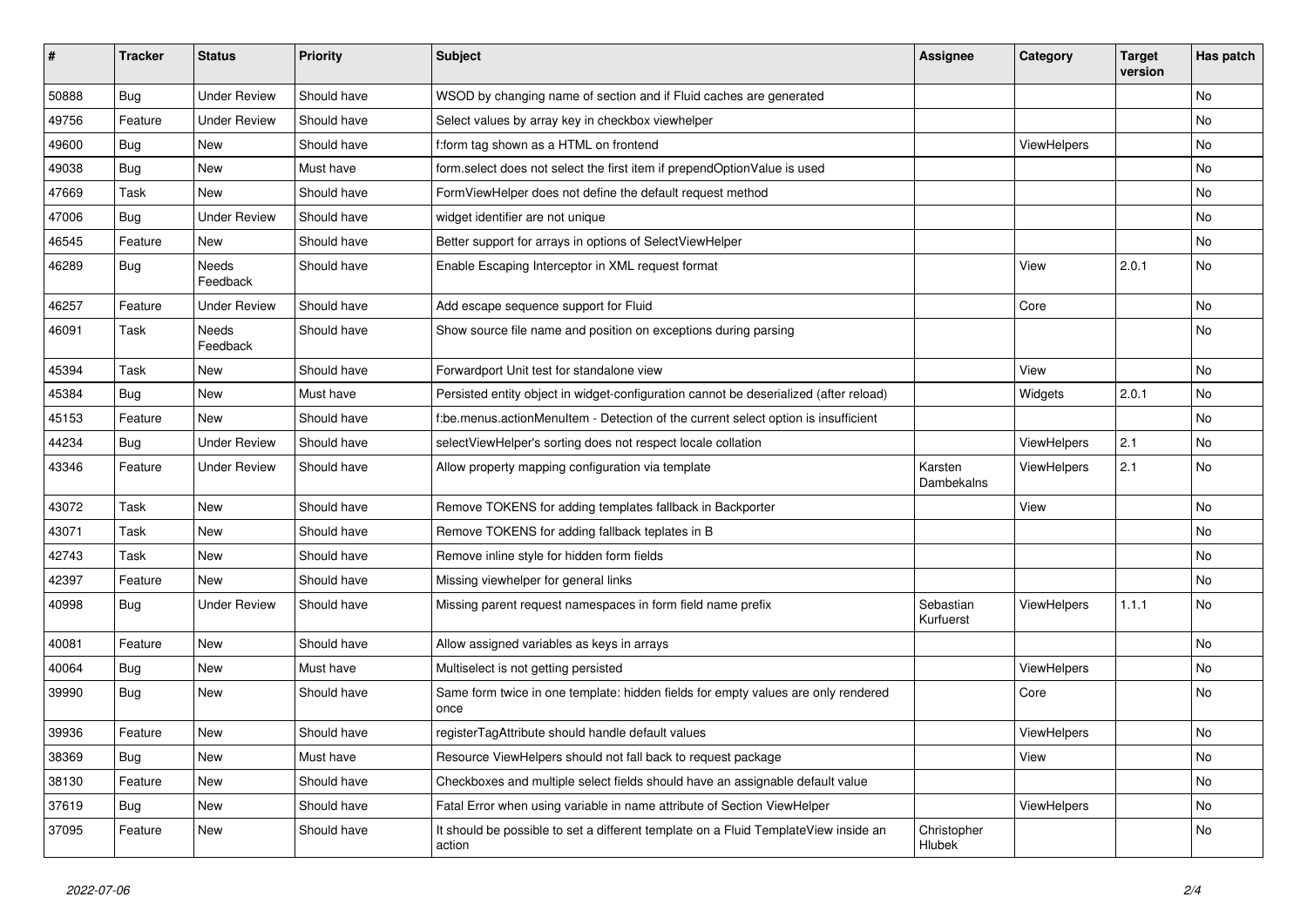| # | Tracker | Status | Priority | Subject | Assignee | Category | Target version | Has patch |
|---|---|---|---|---|---|---|---|---|
| 50888 | Bug | Under Review | Should have | WSOD by changing name of section and if Fluid caches are generated | | | | No |
| 49756 | Feature | Under Review | Should have | Select values by array key in checkbox viewhelper | | | | No |
| 49600 | Bug | New | Should have | f:form tag shown as a HTML on frontend | | ViewHelpers | | No |
| 49038 | Bug | New | Must have | form.select does not select the first item if prependOptionValue is used | | | | No |
| 47669 | Task | New | Should have | FormViewHelper does not define the default request method | | | | No |
| 47006 | Bug | Under Review | Should have | widget identifier are not unique | | | | No |
| 46545 | Feature | New | Should have | Better support for arrays in options of SelectViewHelper | | | | No |
| 46289 | Bug | Needs Feedback | Should have | Enable Escaping Interceptor in XML request format | | View | 2.0.1 | No |
| 46257 | Feature | Under Review | Should have | Add escape sequence support for Fluid | | Core | | No |
| 46091 | Task | Needs Feedback | Should have | Show source file name and position on exceptions during parsing | | | | No |
| 45394 | Task | New | Should have | Forwardport Unit test for standalone view | | View | | No |
| 45384 | Bug | New | Must have | Persisted entity object in widget-configuration cannot be deserialized (after reload) | | Widgets | 2.0.1 | No |
| 45153 | Feature | New | Should have | f:be.menus.actionMenuItem - Detection of the current select option is insufficient | | | | No |
| 44234 | Bug | Under Review | Should have | selectViewHelper's sorting does not respect locale collation | | ViewHelpers | 2.1 | No |
| 43346 | Feature | Under Review | Should have | Allow property mapping configuration via template | Karsten Dambekalns | ViewHelpers | 2.1 | No |
| 43072 | Task | New | Should have | Remove TOKENS for adding templates fallback in Backporter | | View | | No |
| 43071 | Task | New | Should have | Remove TOKENS for adding fallback teplates in B | | | | No |
| 42743 | Task | New | Should have | Remove inline style for hidden form fields | | | | No |
| 42397 | Feature | New | Should have | Missing viewhelper for general links | | | | No |
| 40998 | Bug | Under Review | Should have | Missing parent request namespaces in form field name prefix | Sebastian Kurfuerst | ViewHelpers | 1.1.1 | No |
| 40081 | Feature | New | Should have | Allow assigned variables as keys in arrays | | | | No |
| 40064 | Bug | New | Must have | Multiselect is not getting persisted | | ViewHelpers | | No |
| 39990 | Bug | New | Should have | Same form twice in one template: hidden fields for empty values are only rendered once | | Core | | No |
| 39936 | Feature | New | Should have | registerTagAttribute should handle default values | | ViewHelpers | | No |
| 38369 | Bug | New | Must have | Resource ViewHelpers should not fall back to request package | | View | | No |
| 38130 | Feature | New | Should have | Checkboxes and multiple select fields should have an assignable default value | | | | No |
| 37619 | Bug | New | Should have | Fatal Error when using variable in name attribute of Section ViewHelper | | ViewHelpers | | No |
| 37095 | Feature | New | Should have | It should be possible to set a different template on a Fluid TemplateView inside an action | Christopher Hlubek | | | No |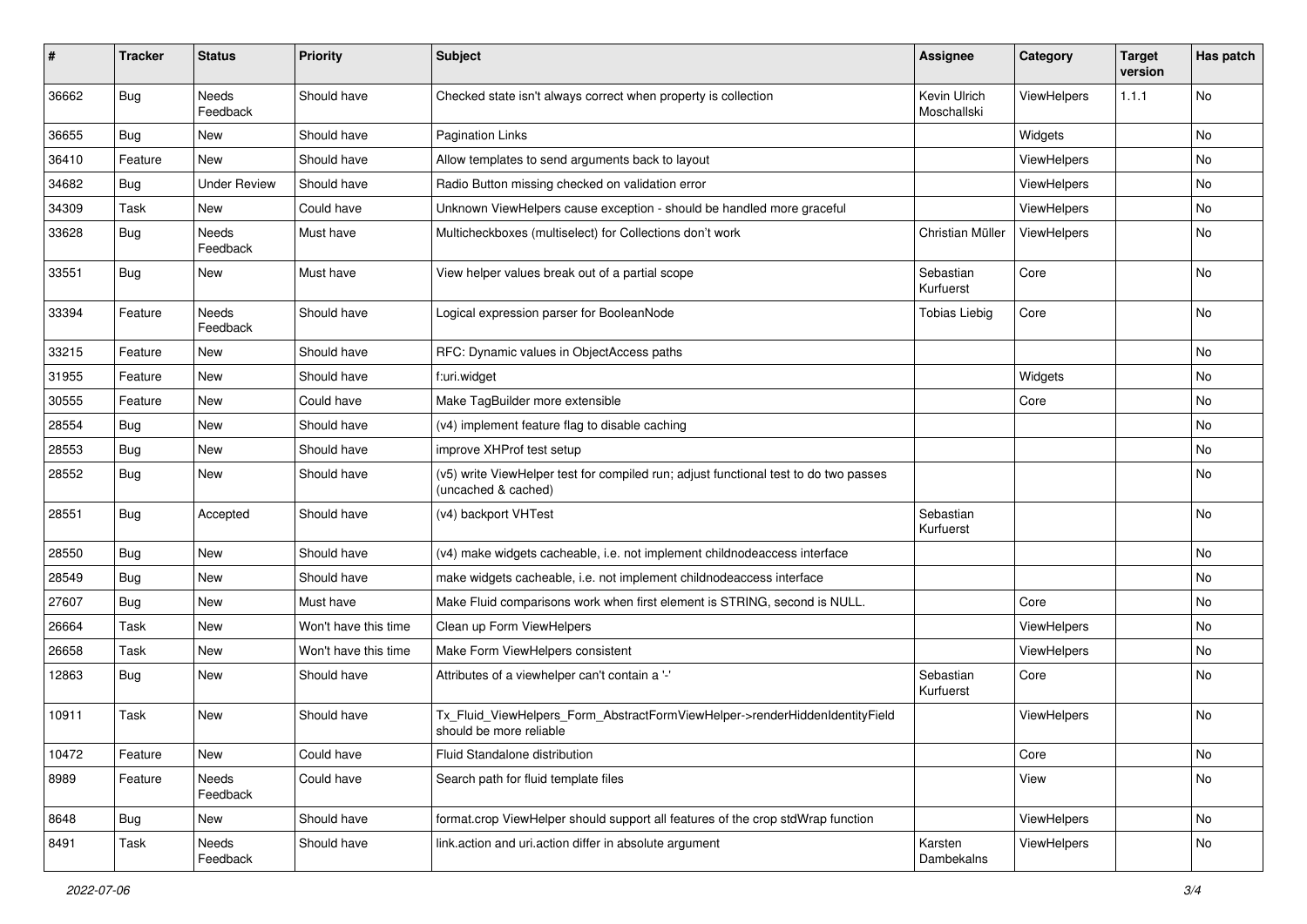| # | Tracker | Status | Priority | Subject | Assignee | Category | Target version | Has patch |
|---|---|---|---|---|---|---|---|---|
| 36662 | Bug | Needs Feedback | Should have | Checked state isn't always correct when property is collection | Kevin Ulrich Moschallski | ViewHelpers | 1.1.1 | No |
| 36655 | Bug | New | Should have | Pagination Links | | Widgets | | No |
| 36410 | Feature | New | Should have | Allow templates to send arguments back to layout | | ViewHelpers | | No |
| 34682 | Bug | Under Review | Should have | Radio Button missing checked on validation error | | ViewHelpers | | No |
| 34309 | Task | New | Could have | Unknown ViewHelpers cause exception - should be handled more graceful | | ViewHelpers | | No |
| 33628 | Bug | Needs Feedback | Must have | Multicheckboxes (multiselect) for Collections don't work | Christian Müller | ViewHelpers | | No |
| 33551 | Bug | New | Must have | View helper values break out of a partial scope | Sebastian Kurfuerst | Core | | No |
| 33394 | Feature | Needs Feedback | Should have | Logical expression parser for BooleanNode | Tobias Liebig | Core | | No |
| 33215 | Feature | New | Should have | RFC: Dynamic values in ObjectAccess paths | | | | No |
| 31955 | Feature | New | Should have | f:uri.widget | | Widgets | | No |
| 30555 | Feature | New | Could have | Make TagBuilder more extensible | | Core | | No |
| 28554 | Bug | New | Should have | (v4) implement feature flag to disable caching | | | | No |
| 28553 | Bug | New | Should have | improve XHProf test setup | | | | No |
| 28552 | Bug | New | Should have | (v5) write ViewHelper test for compiled run; adjust functional test to do two passes (uncached & cached) | | | | No |
| 28551 | Bug | Accepted | Should have | (v4) backport VHTest | Sebastian Kurfuerst | | | No |
| 28550 | Bug | New | Should have | (v4) make widgets cacheable, i.e. not implement childnodeaccess interface | | | | No |
| 28549 | Bug | New | Should have | make widgets cacheable, i.e. not implement childnodeaccess interface | | | | No |
| 27607 | Bug | New | Must have | Make Fluid comparisons work when first element is STRING, second is NULL. | | Core | | No |
| 26664 | Task | New | Won't have this time | Clean up Form ViewHelpers | | ViewHelpers | | No |
| 26658 | Task | New | Won't have this time | Make Form ViewHelpers consistent | | ViewHelpers | | No |
| 12863 | Bug | New | Should have | Attributes of a viewhelper can't contain a '-' | Sebastian Kurfuerst | Core | | No |
| 10911 | Task | New | Should have | Tx_Fluid_ViewHelpers_Form_AbstractFormViewHelper->renderHiddenIdentityField should be more reliable | | ViewHelpers | | No |
| 10472 | Feature | New | Could have | Fluid Standalone distribution | | Core | | No |
| 8989 | Feature | Needs Feedback | Could have | Search path for fluid template files | | View | | No |
| 8648 | Bug | New | Should have | format.crop ViewHelper should support all features of the crop stdWrap function | | ViewHelpers | | No |
| 8491 | Task | Needs Feedback | Should have | link.action and uri.action differ in absolute argument | Karsten Dambekalns | ViewHelpers | | No |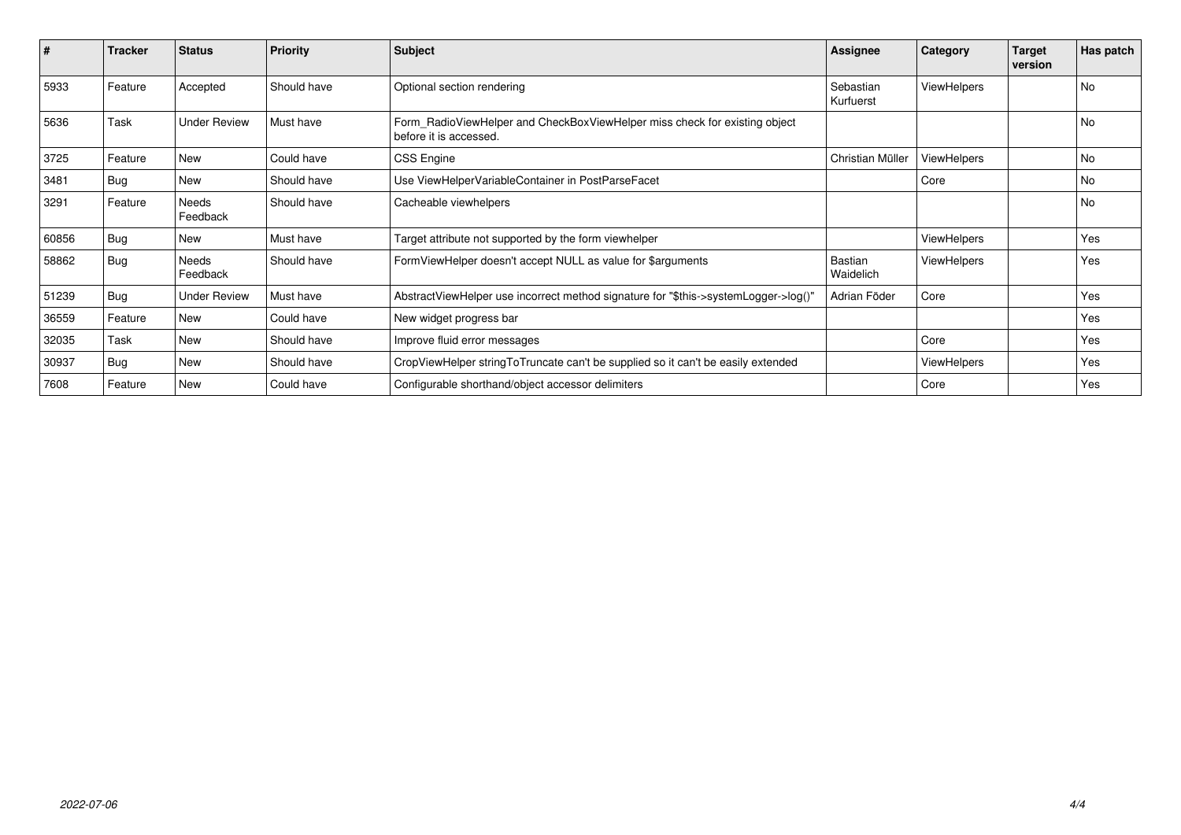| # | Tracker | Status | Priority | Subject | Assignee | Category | Target version | Has patch |
|---|---|---|---|---|---|---|---|---|
| 5933 | Feature | Accepted | Should have | Optional section rendering | Sebastian Kurfuerst | ViewHelpers | | No |
| 5636 | Task | Under Review | Must have | Form_RadioViewHelper and CheckBoxViewHelper miss check for existing object before it is accessed. | | | | No |
| 3725 | Feature | New | Could have | CSS Engine | Christian Müller | ViewHelpers | | No |
| 3481 | Bug | New | Should have | Use ViewHelperVariableContainer in PostParseFacet | | Core | | No |
| 3291 | Feature | Needs Feedback | Should have | Cacheable viewhelpers | | | | No |
| 60856 | Bug | New | Must have | Target attribute not supported by the form viewhelper | | ViewHelpers | | Yes |
| 58862 | Bug | Needs Feedback | Should have | FormViewHelper doesn't accept NULL as value for $arguments | Bastian Waidelich | ViewHelpers | | Yes |
| 51239 | Bug | Under Review | Must have | AbstractViewHelper use incorrect method signature for "$this->systemLogger->log()" | Adrian Föder | Core | | Yes |
| 36559 | Feature | New | Could have | New widget progress bar | | | | Yes |
| 32035 | Task | New | Should have | Improve fluid error messages | | Core | | Yes |
| 30937 | Bug | New | Should have | CropViewHelper stringToTruncate can't be supplied so it can't be easily extended | | ViewHelpers | | Yes |
| 7608 | Feature | New | Could have | Configurable shorthand/object accessor delimiters | | Core | | Yes |